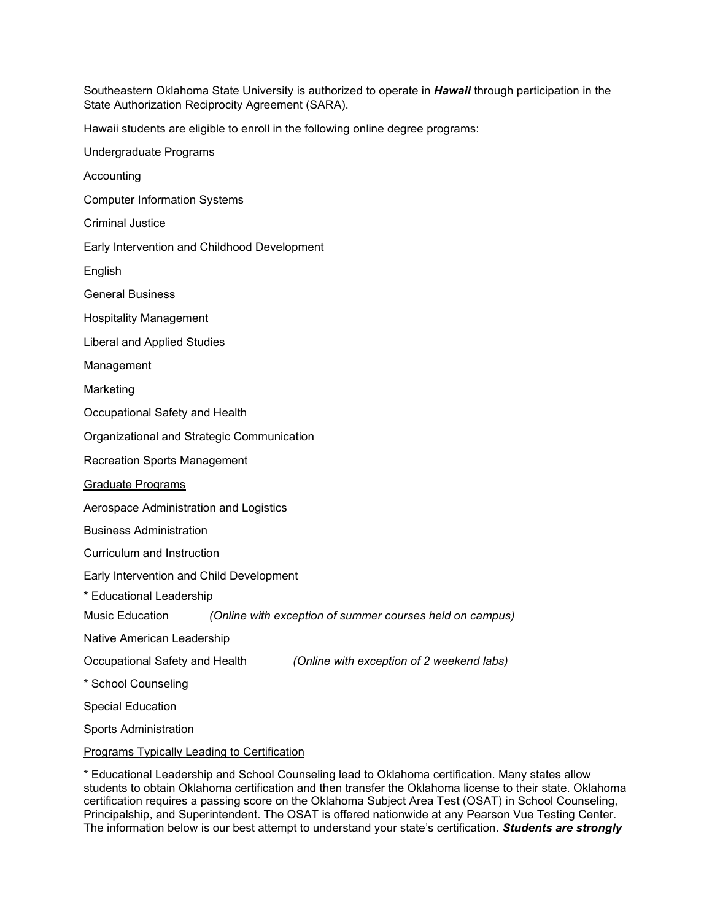Southeastern Oklahoma State University is authorized to operate in ***Hawaii*** through participation in the State Authorization Reciprocity Agreement (SARA).

Hawaii students are eligible to enroll in the following online degree programs:

<u>Undergraduate Programs</u>

Accounting

Computer Information Systems

Criminal Justice

Early Intervention and Childhood Development

English

General Business

Hospitality Management

Liberal and Applied Studies

Management

Marketing

Occupational Safety and Health

Organizational and Strategic Communication

Recreation Sports Management

<u>Graduate Programs</u>

Aerospace Administration and Logistics

Business Administration

Curriculum and Instruction

Early Intervention and Child Development

* Educational Leadership

Music Education *(Online with exception of summer courses held on campus)*

Native American Leadership

Occupational Safety and Health *(Online with exception of 2 weekend labs)*

* School Counseling

Special Education

Sports Administration

<u>Programs Typically Leading to Certification</u>

* Educational Leadership and School Counseling lead to Oklahoma certification. Many states allow students to obtain Oklahoma certification and then transfer the Oklahoma license to their state. Oklahoma certification requires a passing score on the Oklahoma Subject Area Test (OSAT) in School Counseling, Principalship, and Superintendent. The OSAT is offered nationwide at any Pearson Vue Testing Center. The information below is our best attempt to understand your state's certification. ***Students are strongly***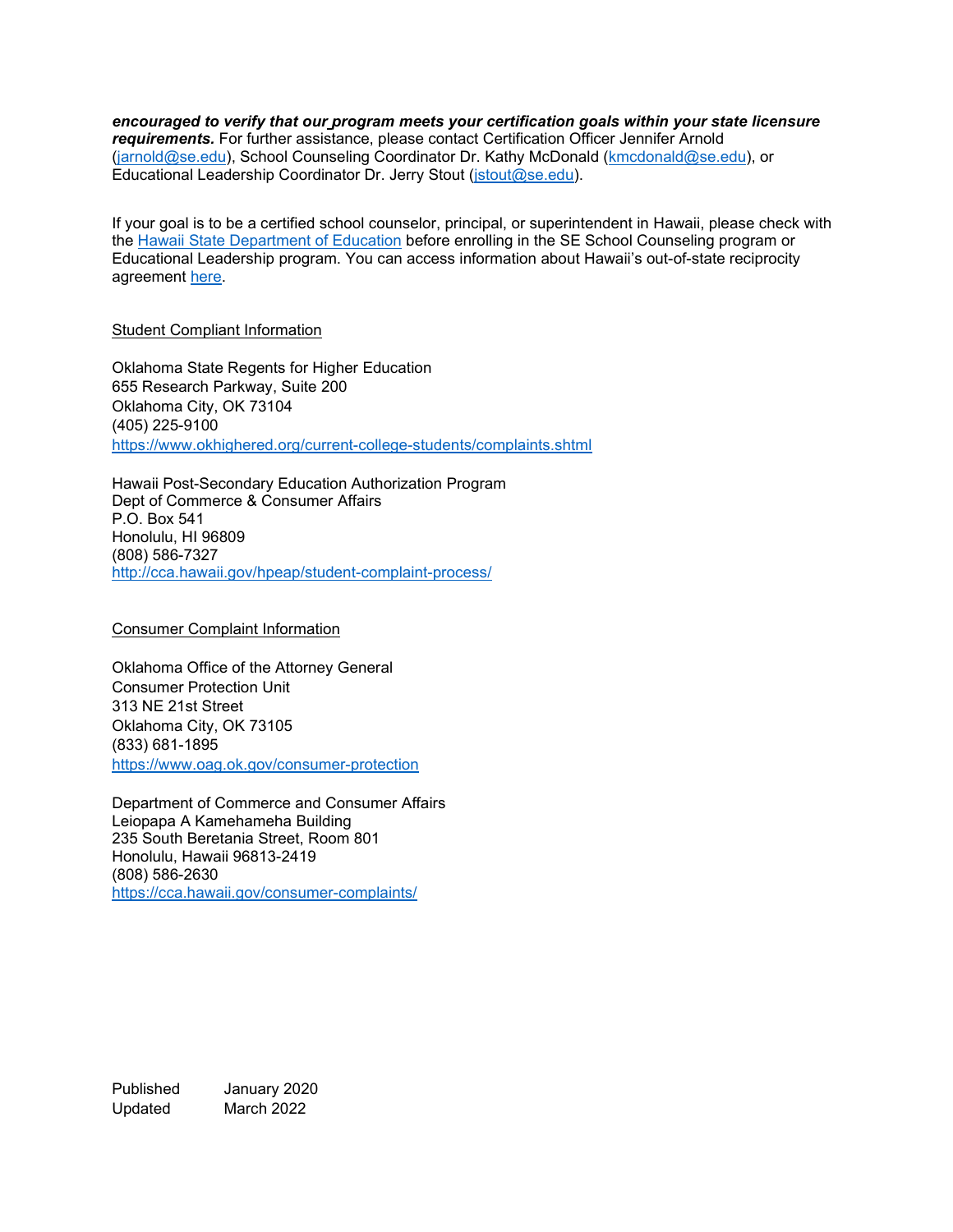***encouraged to verify that our program meets your certification goals within your state licensure requirements.*** For further assistance, please contact Certification Officer Jennifer Arnold (jarnold@se.edu), School Counseling Coordinator Dr. Kathy McDonald (kmcdonald@se.edu), or Educational Leadership Coordinator Dr. Jerry Stout (jstout@se.edu).

If your goal is to be a certified school counselor, principal, or superintendent in Hawaii, please check with the Hawaii State Department of Education before enrolling in the SE School Counseling program or Educational Leadership program. You can access information about Hawaii's out-of-state reciprocity agreement here.

Student Compliant Information

Oklahoma State Regents for Higher Education
655 Research Parkway, Suite 200
Oklahoma City, OK 73104
(405) 225-9100
https://www.okhighered.org/current-college-students/complaints.shtml

Hawaii Post-Secondary Education Authorization Program
Dept of Commerce & Consumer Affairs
P.O. Box 541
Honolulu, HI 96809
(808) 586-7327
http://cca.hawaii.gov/hpeap/student-complaint-process/

Consumer Complaint Information

Oklahoma Office of the Attorney General
Consumer Protection Unit
313 NE 21st Street
Oklahoma City, OK 73105
(833) 681-1895
https://www.oag.ok.gov/consumer-protection

Department of Commerce and Consumer Affairs
Leiopapa A Kamehameha Building
235 South Beretania Street, Room 801
Honolulu, Hawaii 96813-2419
(808) 586-2630
https://cca.hawaii.gov/consumer-complaints/

Published January 2020
Updated March 2022